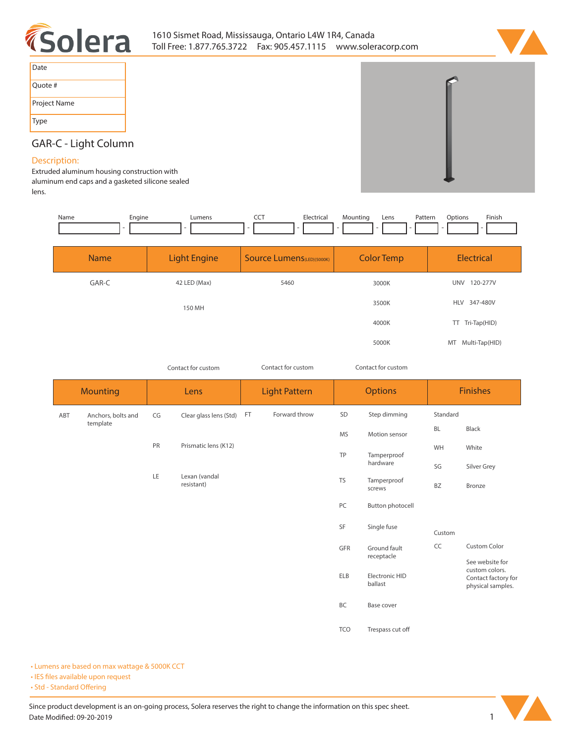1610 Sismet Road, Mississauga, Ontario L4W 1R4, Canada
Toll Free: 1.877.765.3722 Fax: 905.457.1115 www.soleracorp.com

| Date |
|---|
| Quote # |
| Project Name |
| Type |

## GAR-C - Light Column

### Description:

Extruded aluminum housing construction with aluminum end caps and a gasketed silicone sealed lens.

| Name | Engine | Lumens | CCT | Electrical | Mounting | Lens | Pattern | Options | Finish |
|---|---|---|---|---|---|---|---|---|---|
| | | | | | | | | | |

| Name | Light Engine | Source Lumens (LED)(5000K) | Color Temp | Electrical |
|---|---|---|---|---|
| GAR-C | 42 LED (Max) | 5460 | 3000K | UNV 120-277V |
| | 150 MH | | 3500K | HLV 347-480V |
| | | | 4000K | TT Tri-Tap(HID) |
| | | | 5000K | MT Multi-Tap(HID) |
| | Contact for custom | Contact for custom | Contact for custom | |

| Mounting | | Lens | | Light Pattern | | Options | | Finishes | |
|---|---|---|---|---|---|---|---|---|---|
| ABT | Anchors, bolts and template | CG | Clear glass lens (Std) | FT | Forward throw | SD | Step dimming | Standard | |
| | | | | | | MS | Motion sensor | BL | Black |
| | | PR | Prismatic lens (K12) | | | TP | Tamperproof hardware | WH | White |
| | | | | | | | | SG | Silver Grey |
| | | LE | Lexan (vandal resistant) | | | TS | Tamperproof screws | BZ | Bronze |
| | | | | | | PC | Button photocell | | |
| | | | | | | SF | Single fuse | Custom | |
| | | | | | | GFR | Ground fault receptacle | CC | Custom Color |
| | | | | | | ELB | Electronic HID ballast | | See website for custom colors. Contact factory for physical samples. |
| | | | | | | BC | Base cover | | |
| | | | | | | TCO | Trespass cut off | | |

- Lumens are based on max wattage & 5000K CCT
- IES files available upon request
- Std - Standard Offering

Since product development is an on-going process, Solera reserves the right to change the information on this spec sheet.
Date Modified: 09-20-2019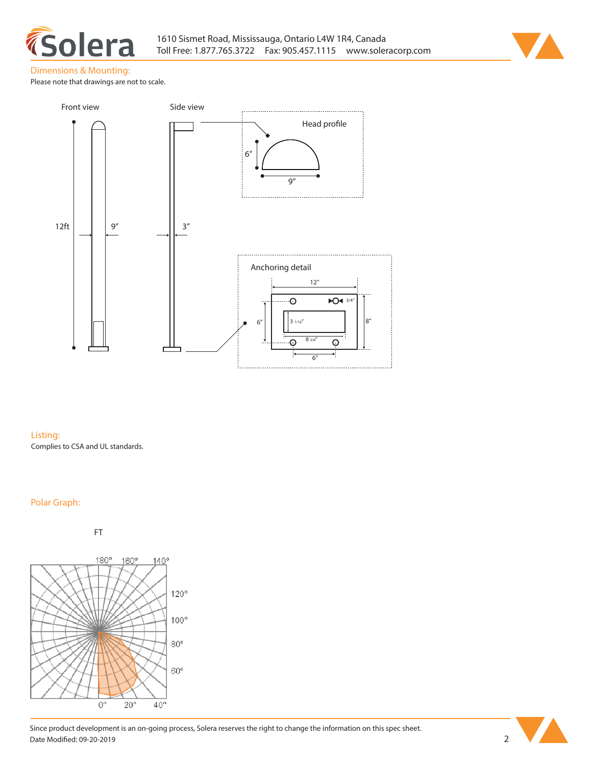1610 Sismet Road, Mississauga, Ontario L4W 1R4, Canada
Toll Free: 1.877.765.3722 Fax: 905.457.1115 www.soleracorp.com

## Dimensions & Mounting:

Please note that drawings are not to scale.

Front view

12ft

9″

Side view

3″

Head profile

6″

9″

Anchoring detail

12″

6″

8″

3/4″

3 1/16″

8 5/8″

6″

## Listing:

Complies to CSA and UL standards.

## Polar Graph:

FT

180° 160° 140°

120°

100°

80°

60°

0° 20° 40°

Since product development is an on-going process, Solera reserves the right to change the information on this spec sheet.
Date Modified: 09-20-2019